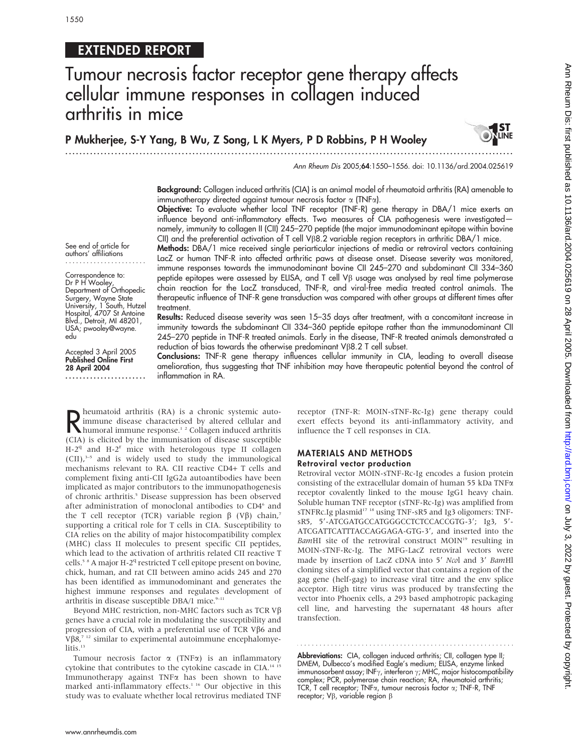**EXTENDED REPORT**

# Tumour necrosis factor receptor gene therapy affects cellular immune responses in collagen induced arthritis in mice

**P Mukherjee, S-Y Yang, B Wu, Z Song, L K Myers, P D Robbins, P H Wooley**

Ann Rheum Dis 2005;64:1550–1556. doi: 10.1136/ard.2004.025619

See end of article for authors' affiliations

Correspondence to: Dr P H Wooley, Department of Orthopedic Surgery, Wayne State University, 1 South, Hutzel Hospital, 4707 St Antoine Blvd., Detroit, MI 48201, USA; pwooley@wayne.edu

Accepted 3 April 2005
**Published Online First 28 April 2004**

**Background:** Collagen induced arthritis (CIA) is an animal model of rheumatoid arthritis (RA) amenable to immunotherapy directed against tumour necrosis factor α (TNFα).

**Objective:** To evaluate whether local TNF receptor (TNF-R) gene therapy in DBA/1 mice exerts an influence beyond anti-inflammatory effects. Two measures of CIA pathogenesis were investigated—namely, immunity to collagen II (CII) 245–270 peptide (the major immunodominant epitope within bovine CII) and the preferential activation of T cell Vβ8.2 variable region receptors in arthritic DBA/1 mice.

**Methods:** DBA/1 mice received single periarticular injections of media or retroviral vectors containing LacZ or human TNF-R into affected arthritic paws at disease onset. Disease severity was monitored, immune responses towards the immunodominant bovine CII 245–270 and subdominant CII 334–360 peptide epitopes were assessed by ELISA, and T cell Vβ usage was analysed by real time polymerase chain reaction for the LacZ transduced, TNF-R, and viral-free media treated control animals. The therapeutic influence of TNF-R gene transduction was compared with other groups at different times after treatment.

**Results:** Reduced disease severity was seen 15–35 days after treatment, with a concomitant increase in immunity towards the subdominant CII 334–360 peptide epitope rather than the immunodominant CII 245–270 peptide in TNF-R treated animals. Early in the disease, TNF-R treated animals demonstrated a reduction of bias towards the otherwise predominant Vβ8.2 T cell subset.

**Conclusions:** TNF-R gene therapy influences cellular immunity in CIA, leading to overall disease amelioration, thus suggesting that TNF inhibition may have therapeutic potential beyond the control of inflammation in RA.

Rheumatoid arthritis (RA) is a chronic systemic autoimmune disease characterised by altered cellular and humoral immune response.[1 2] Collagen induced arthritis (CIA) is elicited by the immunisation of disease susceptible H-2[q] and H-2[r] mice with heterologous type II collagen (CII),[3–5] and is widely used to study the immunological mechanisms relevant to RA. CII reactive CD4+ T cells and complement fixing anti-CII IgG2a autoantibodies have been implicated as major contributors to the immunopathogenesis of chronic arthritis.[5] Disease suppression has been observed after administration of monoclonal antibodies to CD4[6] and the T cell receptor (TCR) variable region β (Vβ) chain,[7] supporting a critical role for T cells in CIA. Susceptibility to CIA relies on the ability of major histocompatibility complex (MHC) class II molecules to present specific CII peptides, which lead to the activation of arthritis related CII reactive T cells.[5 8] A major H-2[q] restricted T cell epitope present on bovine, chick, human, and rat CII between amino acids 245 and 270 has been identified as immunodominant and generates the highest immune responses and regulates development of arthritis in disease susceptible DBA/1 mice.[9–11]

Beyond MHC restriction, non-MHC factors such as TCR Vβ genes have a crucial role in modulating the susceptibility and progression of CIA, with a preferential use of TCR Vβ6 and Vβ8,[7 12] similar to experimental autoimmune encephalomyelitis.[13]

Tumour necrosis factor α (TNFα) is an inflammatory cytokine that contributes to the cytokine cascade in CIA.[14 15] Immunotherapy against TNFα has been shown to have marked anti-inflammatory effects.[1 16] Our objective in this study was to evaluate whether local retrovirus mediated TNF receptor (TNF-R: MOIN-sTNF-Rc-Ig) gene therapy could exert effects beyond its anti-inflammatory activity, and influence the T cell responses in CIA.

## MATERIALS AND METHODS

### Retroviral vector production

Retroviral vector MOIN-sTNF-Rc-Ig encodes a fusion protein consisting of the extracellular domain of human 55 kDa TNFα receptor covalently linked to the mouse IgG1 heavy chain. Soluble human TNF receptor (sTNF-Rc-Ig) was amplified from sTNFRc.Ig plasmid[17 18] using TNF-sR5 and Ig3 oligomers: TNF-sR5, 5′-ATCGATGCCATGGGCCTCTCCACCGTG-3′; Ig3, 5′-ATCGATTCATTTACCAGGAGA-GTG-3′, and inserted into the *Bam*HI site of the retroviral construct MOIN[19] resulting in MOIN-sTNF-Rc-Ig. The MFG-LacZ retroviral vectors were made by insertion of LacZ cDNA into 5′ *Nco*I and 3′ *Bam*HI cloning sites of a simplified vector that contains a region of the gag gene (half-gag) to increase viral titre and the env splice acceptor. High titre virus was produced by transfecting the vector into Phoenix cells, a 293 based amphotropic packaging cell line, and harvesting the supernatant 48 hours after transfection.

**Abbreviations:** CIA, collagen induced arthritis; CII, collagen type II; DMEM, Dulbecco's modified Eagle's medium; ELISA, enzyme linked immunosorbent assay; INFγ, interferon γ; MHC, major histocompatibility complex; PCR, polymerase chain reaction; RA, rheumatoid arthritis; TCR, T cell receptor; TNFα, tumour necrosis factor α; TNF-R, TNF receptor; Vβ, variable region β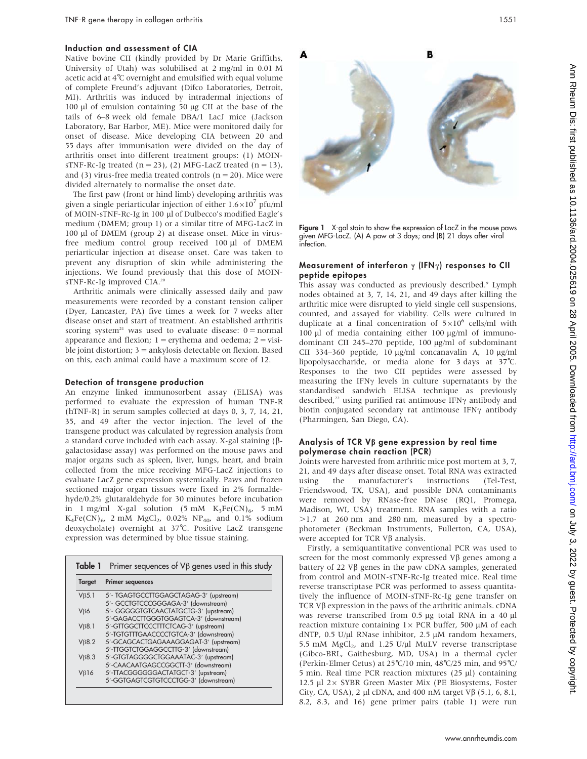### Induction and assessment of CIA

Native bovine CII (kindly provided by Dr Marie Griffiths, University of Utah) was solubilised at 2 mg/ml in 0.01 M acetic acid at 4°C overnight and emulsified with equal volume of complete Freund's adjuvant (Difco Laboratories, Detroit, MI). Arthritis was induced by intradermal injections of 100 µl of emulsion containing 50 µg CII at the base of the tails of 6–8 week old female DBA/1 LacJ mice (Jackson Laboratory, Bar Harbor, ME). Mice were monitored daily for onset of disease. Mice developing CIA between 20 and 55 days after immunisation were divided on the day of arthritis onset into different treatment groups: (1) MOIN-sTNF-Rc-Ig treated (n = 23), (2) MFG-LacZ treated (n = 13), and (3) virus-free media treated controls (n = 20). Mice were divided alternately to normalise the onset date.

The first paw (front or hind limb) developing arthritis was given a single periarticular injection of either $1.6\times10^7$ pfu/ml of MOIN-sTNF-Rc-Ig in 100 µl of Dulbecco's modified Eagle's medium (DMEM; group 1) or a similar titre of MFG-LacZ in 100 µl of DMEM (group 2) at disease onset. Mice in virus-free medium control group received 100 µl of DMEM periarticular injection at disease onset. Care was taken to prevent any disruption of skin while administering the injections. We found previously that this dose of MOIN-sTNF-Rc-Ig improved CIA.[20]

Arthritic animals were clinically assessed daily and paw measurements were recorded by a constant tension caliper (Dyer, Lancaster, PA) five times a week for 7 weeks after disease onset and start of treatment. An established arthritis scoring system[21] was used to evaluate disease: 0 = normal appearance and flexion; 1 = erythema and oedema; 2 = visible joint distortion; 3 = ankylosis detectable on flexion. Based on this, each animal could have a maximum score of 12.

### Detection of transgene production

An enzyme linked immunosorbent assay (ELISA) was performed to evaluate the expression of human TNF-R (hTNF-R) in serum samples collected at days 0, 3, 7, 14, 21, 35, and 49 after the vector injection. The level of the transgene product was calculated by regression analysis from a standard curve included with each assay. X-gal staining (β-galactosidase assay) was performed on the mouse paws and major organs such as spleen, liver, lungs, heart, and brain collected from the mice receiving MFG-LacZ injections to evaluate LacZ gene expression systemically. Paws and frozen sectioned major organ tissues were fixed in 2% formaldehyde/0.2% glutaraldehyde for 30 minutes before incubation in 1 mg/ml X-gal solution (5 mM $K_3Fe(CN)_6$, 5 mM $K_4Fe(CN)_6$, 2 mM $MgCl_2$, 0.02% $NP_{40}$, and 0.1% sodium deoxycholate) overnight at 37°C. Positive LacZ transgene expression was determined by blue tissue staining.

**Table 1** Primer sequences of Vβ genes used in this study

| Target | Primer sequences |
|---|---|
| Vβ5.1 | 5′- TGAGTGCCTTGGAGCTAGAG-3′ (upstream)<br>5′- GCCTGTCCCGGGAGA-3′ (downstream) |
| Vβ6 | 5′- GGGGGTGTCAACTATGCTG-3′ (upstream)<br>5′-GAGACCTTGGGTGGAGTCA-3′ (downstream) |
| Vβ8.1 | 5′-GTTGGCTTCCCTTTCTCAG-3′ (upstream)<br>5′-TGTGTTTGAACCCCTGTCA-3′ (downstream) |
| Vβ8.2 | 5′-GCAGCACTGAGAAAGGAGAT-3′ (upstream)<br>5′-TTGGTCTGGAGGCCTTG-3′ (downstream) |
| Vβ8.3 | 5′-GTGTAGGGGCTGGAAATAC-3′ (upstream)<br>5′-CAACAATGAGCCGGCTT-3′ (downstream) |
| Vβ16 | 5′-TTACGGGGGGACTATGCT-3′ (upstream)<br>5′-GGTGAGTCGTGTCCCTGG-3′ (downstream) |

**Figure 1** X-gal stain to show the expression of LacZ in the mouse paws given MFG-LacZ. (A) A paw at 3 days; and (B) 21 days after viral infection.

### Measurement of interferon γ (IFNγ) responses to CII peptide epitopes

This assay was conducted as previously described.[9] Lymph nodes obtained at 3, 7, 14, 21, and 49 days after killing the arthritic mice were disrupted to yield single cell suspensions, counted, and assayed for viability. Cells were cultured in duplicate at a final concentration of $5\times10^6$ cells/ml with 100 µl of media containing either 100 µg/ml of immunodominant CII 245–270 peptide, 100 µg/ml of subdominant CII 334–360 peptide, 10 µg/ml concanavalin A, 10 µg/ml lipopolysaccharide, or media alone for 3 days at 37°C. Responses to the two CII peptides were assessed by measuring the IFNγ levels in culture supernatants by the standardised sandwich ELISA technique as previously described,[22] using purified rat antimouse IFNγ antibody and biotin conjugated secondary rat antimouse IFNγ antibody (Pharmingen, San Diego, CA).

### Analysis of TCR Vβ gene expression by real time polymerase chain reaction (PCR)

Joints were harvested from arthritic mice post mortem at 3, 7, 21, and 49 days after disease onset. Total RNA was extracted using the manufacturer's instructions (Tel-Test, Friendswood, TX, USA), and possible DNA contaminants were removed by RNase-free DNase (RQ1, Promega, Madison, WI, USA) treatment. RNA samples with a ratio >1.7 at 260 nm and 280 nm, measured by a spectrophotometer (Beckman Instruments, Fullerton, CA, USA), were accepted for TCR Vβ analysis.

Firstly, a semiquantitative conventional PCR was used to screen for the most commonly expressed Vβ genes among a battery of 22 Vβ genes in the paw cDNA samples, generated from control and MOIN-sTNF-Rc-Ig treated mice. Real time reverse transcriptase PCR was performed to assess quantitatively the influence of MOIN-sTNF-Rc-Ig gene transfer on TCR Vβ expression in the paws of the arthritic animals. cDNA was reverse transcribed from 0.5 µg total RNA in a 40 µl reaction mixture containing 1× PCR buffer, 500 µM of each dNTP, 0.5 U/µl RNase inhibitor, 2.5 µM random hexamers, 5.5 mM $MgCl_2$, and 1.25 U/µl MuLV reverse transcriptase (Gibco-BRL, Gaithesburg, MD, USA) in a thermal cycler (Perkin-Elmer Cetus) at 25°C/10 min, 48°C/25 min, and 95°C/5 min. Real time PCR reaction mixtures (25 µl) containing 12.5 µl 2× SYBR Green Master Mix (PE Biosystems, Foster City, CA, USA), 2 µl cDNA, and 400 nM target Vβ (5.1, 6, 8.1, 8.2, 8.3, and 16) gene primer pairs (table 1) were run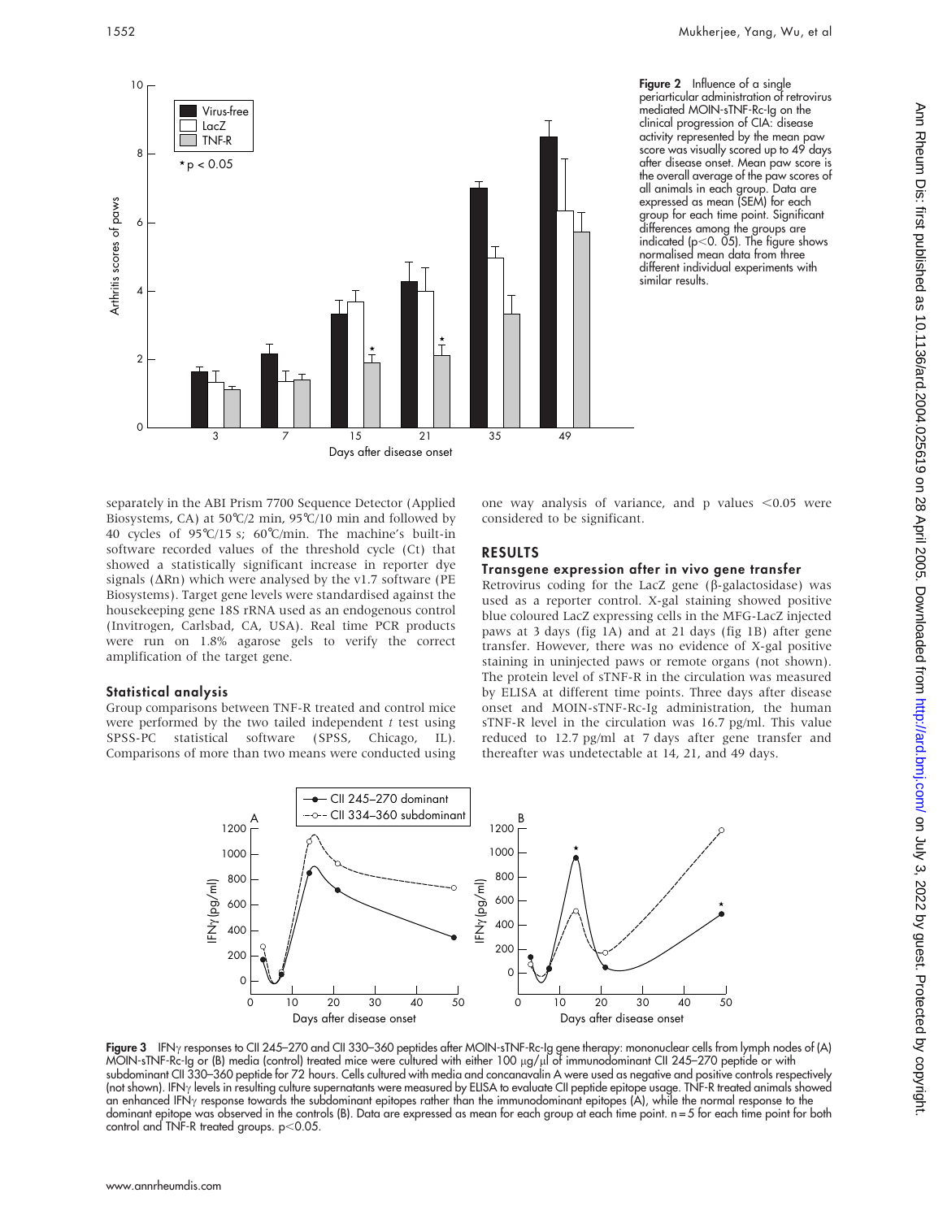**Figure 2** Influence of a single periarticular administration of retrovirus mediated MOIN-sTNF-Rc-Ig on the clinical progression of CIA: disease activity represented by the mean paw score was visually scored up to 49 days after disease onset. Mean paw score is the overall average of the paw scores of all animals in each group. Data are expressed as mean (SEM) for each group for each time point. Significant differences among the groups are indicated ($p<0.05$). The figure shows normalised mean data from three different individual experiments with similar results.

separately in the ABI Prism 7700 Sequence Detector (Applied Biosystems, CA) at 50℃/2 min, 95℃/10 min and followed by 40 cycles of 95℃/15 s; 60℃/min. The machine's built-in software recorded values of the threshold cycle (Ct) that showed a statistically significant increase in reporter dye signals (ΔRn) which were analysed by the v1.7 software (PE Biosystems). Target gene levels were standardised against the housekeeping gene 18S rRNA used as an endogenous control (Invitrogen, Carlsbad, CA, USA). Real time PCR products were run on 1.8% agarose gels to verify the correct amplification of the target gene.

### Statistical analysis

Group comparisons between TNF-R treated and control mice were performed by the two tailed independent *t* test using SPSS-PC statistical software (SPSS, Chicago, IL). Comparisons of more than two means were conducted using one way analysis of variance, and p values $<0.05$ were considered to be significant.

## RESULTS

### Transgene expression after in vivo gene transfer

Retrovirus coding for the LacZ gene (β-galactosidase) was used as a reporter control. X-gal staining showed positive blue coloured LacZ expressing cells in the MFG-LacZ injected paws at 3 days (fig 1A) and at 21 days (fig 1B) after gene transfer. However, there was no evidence of X-gal positive staining in uninjected paws or remote organs (not shown). The protein level of sTNF-R in the circulation was measured by ELISA at different time points. Three days after disease onset and MOIN-sTNF-Rc-Ig administration, the human sTNF-R level in the circulation was 16.7 pg/ml. This value reduced to 12.7 pg/ml at 7 days after gene transfer and thereafter was undetectable at 14, 21, and 49 days.

**Figure 3** IFNγ responses to CII 245–270 and CII 330–360 peptides after MOIN-sTNF-Rc-Ig gene therapy: mononuclear cells from lymph nodes of (A) MOIN-sTNF-Rc-Ig or (B) media (control) treated mice were cultured with either 100 μg/μl of immunodominant CII 245–270 peptide or with subdominant CII 330–360 peptide for 72 hours. Cells cultured with media and concanavalin A were used as negative and positive controls respectively (not shown). IFNγ levels in resulting culture supernatants were measured by ELISA to evaluate CII peptide epitope usage. TNF-R treated animals showed an enhanced IFNγ response towards the subdominant epitopes rather than the immunodominant epitopes (A), while the normal response to the dominant epitope was observed in the controls (B). Data are expressed as mean for each group at each time point. n = 5 for each time point for both control and TNF-R treated groups. $p<0.05$.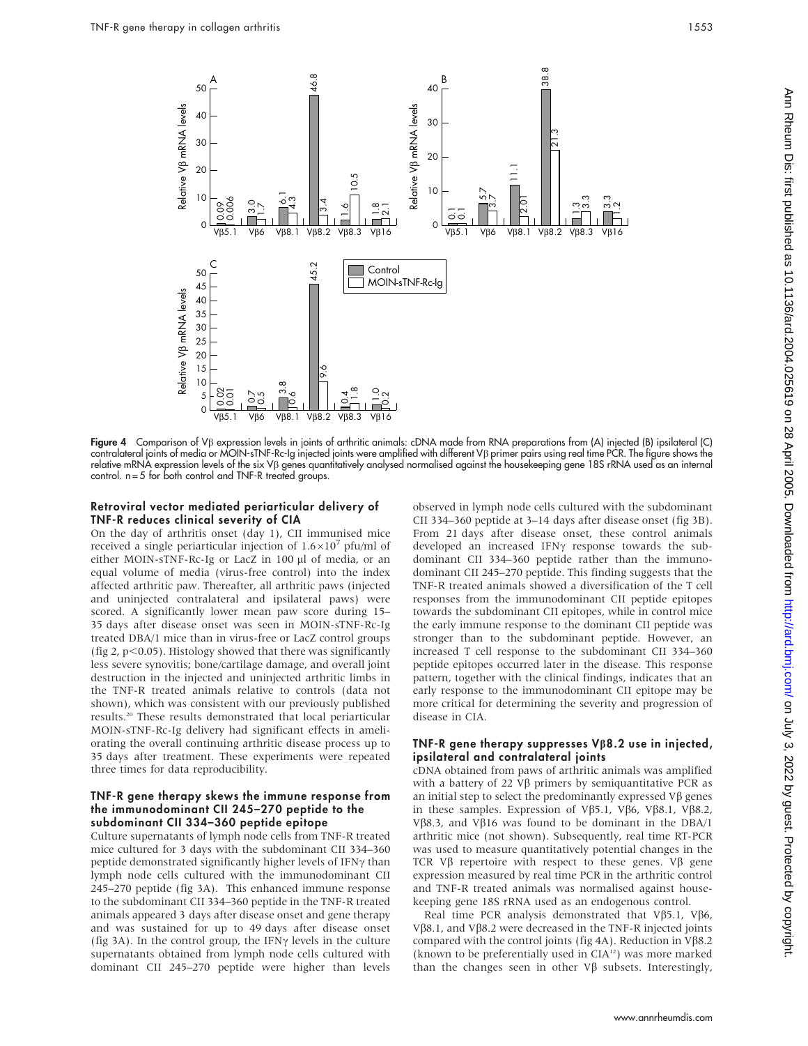**Figure 4** Comparison of Vβ expression levels in joints of arthritic animals: cDNA made from RNA preparations from (A) injected (B) ipsilateral (C) contralateral joints of media or MOIN-sTNF-Rc-Ig injected joints were amplified with different Vβ primer pairs using real time PCR. The figure shows the relative mRNA expression levels of the six Vβ genes quantitatively analysed normalised against the housekeeping gene 18S rRNA used as an internal control. n = 5 for both control and TNF-R treated groups.

### Retroviral vector mediated periarticular delivery of TNF-R reduces clinical severity of CIA

On the day of arthritis onset (day 1), CII immunised mice received a single periarticular injection of $1.6 \times 10^7$ pfu/ml of either MOIN-sTNF-Rc-Ig or LacZ in 100 µl of media, or an equal volume of media (virus-free control) into the index affected arthritic paw. Thereafter, all arthritic paws (injected and uninjected contralateral and ipsilateral paws) were scored. A significantly lower mean paw score during 15–35 days after disease onset was seen in MOIN-sTNF-Rc-Ig treated DBA/1 mice than in virus-free or LacZ control groups (fig 2, $p<0.05$). Histology showed that there was significantly less severe synovitis; bone/cartilage damage, and overall joint destruction in the injected and uninjected arthritic limbs in the TNF-R treated animals relative to controls (data not shown), which was consistent with our previously published results.[20] These results demonstrated that local periarticular MOIN-sTNF-Rc-Ig delivery had significant effects in ameliorating the overall continuing arthritic disease process up to 35 days after treatment. These experiments were repeated three times for data reproducibility.

### TNF-R gene therapy skews the immune response from the immunodominant CII 245–270 peptide to the subdominant CII 334–360 peptide epitope

Culture supernatants of lymph node cells from TNF-R treated mice cultured for 3 days with the subdominant CII 334–360 peptide demonstrated significantly higher levels of IFNγ than lymph node cells cultured with the immunodominant CII 245–270 peptide (fig 3A). This enhanced immune response to the subdominant CII 334–360 peptide in the TNF-R treated animals appeared 3 days after disease onset and gene therapy and was sustained for up to 49 days after disease onset (fig 3A). In the control group, the IFNγ levels in the culture supernatants obtained from lymph node cells cultured with dominant CII 245–270 peptide were higher than levels observed in lymph node cells cultured with the subdominant CII 334–360 peptide at 3–14 days after disease onset (fig 3B). From 21 days after disease onset, these control animals developed an increased IFNγ response towards the subdominant CII 334–360 peptide rather than the immunodominant CII 245–270 peptide. This finding suggests that the TNF-R treated animals showed a diversification of the T cell responses from the immunodominant CII peptide epitopes towards the subdominant CII epitopes, while in control mice the early immune response to the dominant CII peptide was stronger than to the subdominant peptide. However, an increased T cell response to the subdominant CII 334–360 peptide epitopes occurred later in the disease. This response pattern, together with the clinical findings, indicates that an early response to the immunodominant CII epitope may be more critical for determining the severity and progression of disease in CIA.

### TNF-R gene therapy suppresses Vβ8.2 use in injected, ipsilateral and contralateral joints

cDNA obtained from paws of arthritic animals was amplified with a battery of 22 Vβ primers by semiquantitative PCR as an initial step to select the predominantly expressed Vβ genes in these samples. Expression of Vβ5.1, Vβ6, Vβ8.1, Vβ8.2, Vβ8.3, and Vβ16 was found to be dominant in the DBA/1 arthritic mice (not shown). Subsequently, real time RT-PCR was used to measure quantitatively potential changes in the TCR Vβ repertoire with respect to these genes. Vβ gene expression measured by real time PCR in the arthritic control and TNF-R treated animals was normalised against housekeeping gene 18S rRNA used as an endogenous control.

Real time PCR analysis demonstrated that Vβ5.1, Vβ6, Vβ8.1, and Vβ8.2 were decreased in the TNF-R injected joints compared with the control joints (fig 4A). Reduction in Vβ8.2 (known to be preferentially used in CIA[12]) was more marked than the changes seen in other Vβ subsets. Interestingly,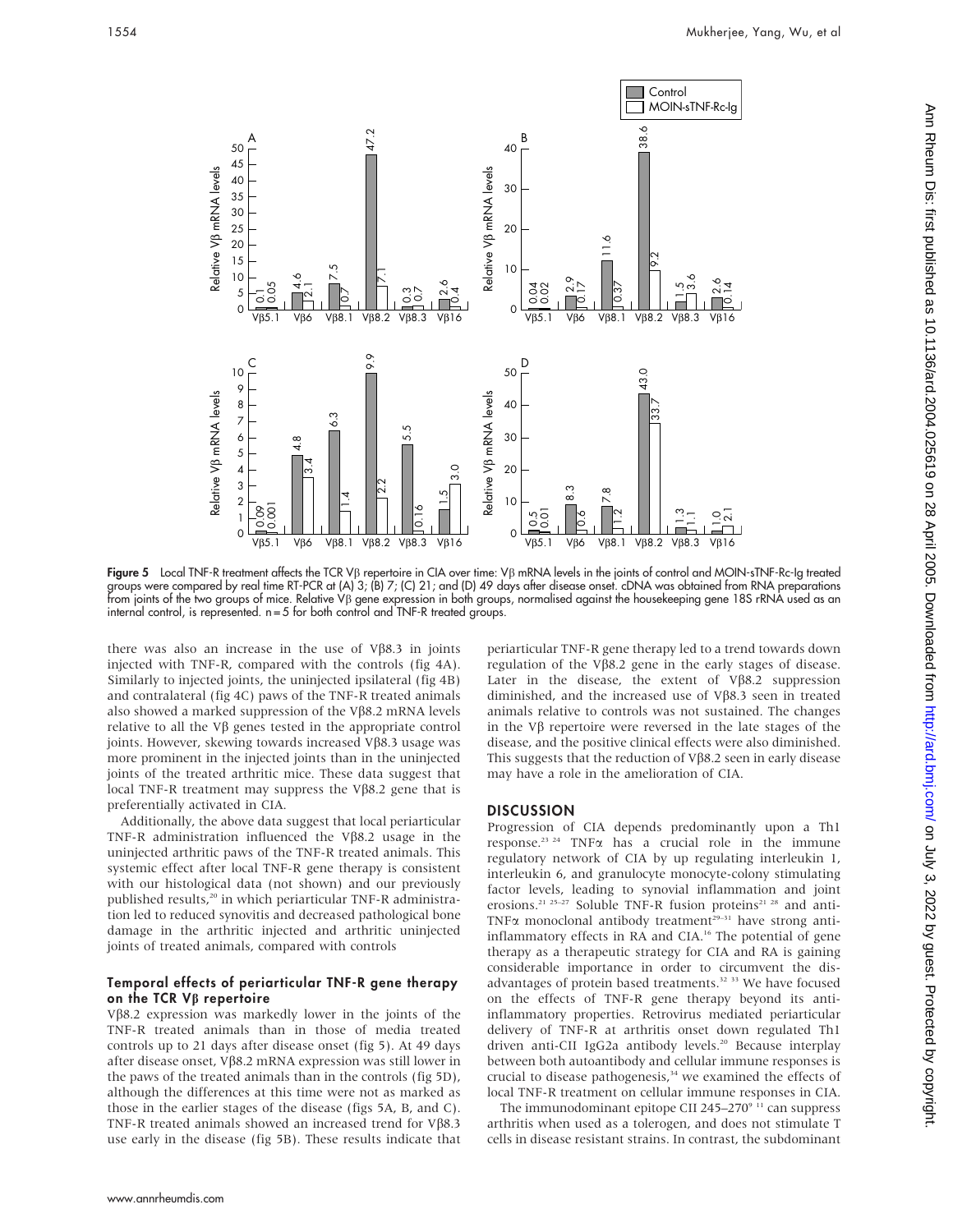**Figure 5** Local TNF-R treatment affects the TCR Vβ repertoire in CIA over time: Vβ mRNA levels in the joints of control and MOIN-sTNF-Rc-Ig treated groups were compared by real time RT-PCR at (A) 3; (B) 7; (C) 21; and (D) 49 days after disease onset. cDNA was obtained from RNA preparations from joints of the two groups of mice. Relative Vβ gene expression in both groups, normalised against the housekeeping gene 18S rRNA used as an internal control, is represented. n = 5 for both control and TNF-R treated groups.

there was also an increase in the use of Vβ8.3 in joints injected with TNF-R, compared with the controls (fig 4A). Similarly to injected joints, the uninjected ipsilateral (fig 4B) and contralateral (fig 4C) paws of the TNF-R treated animals also showed a marked suppression of the Vβ8.2 mRNA levels relative to all the Vβ genes tested in the appropriate control joints. However, skewing towards increased Vβ8.3 usage was more prominent in the injected joints than in the uninjected joints of the treated arthritic mice. These data suggest that local TNF-R treatment may suppress the Vβ8.2 gene that is preferentially activated in CIA.

Additionally, the above data suggest that local periarticular TNF-R administration influenced the Vβ8.2 usage in the uninjected arthritic paws of the TNF-R treated animals. This systemic effect after local TNF-R gene therapy is consistent with our histological data (not shown) and our previously published results,[20] in which periarticular TNF-R administration led to reduced synovitis and decreased pathological bone damage in the arthritic injected and arthritic uninjected joints of treated animals, compared with controls

### Temporal effects of periarticular TNF-R gene therapy on the TCR Vβ repertoire

Vβ8.2 expression was markedly lower in the joints of the TNF-R treated animals than in those of media treated controls up to 21 days after disease onset (fig 5). At 49 days after disease onset, Vβ8.2 mRNA expression was still lower in the paws of the treated animals than in the controls (fig 5D), although the differences at this time were not as marked as those in the earlier stages of the disease (figs 5A, B, and C). TNF-R treated animals showed an increased trend for Vβ8.3 use early in the disease (fig 5B). These results indicate that periarticular TNF-R gene therapy led to a trend towards down regulation of the Vβ8.2 gene in the early stages of disease. Later in the disease, the extent of Vβ8.2 suppression diminished, and the increased use of Vβ8.3 seen in treated animals relative to controls was not sustained. The changes in the Vβ repertoire were reversed in the late stages of the disease, and the positive clinical effects were also diminished. This suggests that the reduction of Vβ8.2 seen in early disease may have a role in the amelioration of CIA.

## DISCUSSION

Progression of CIA depends predominantly upon a Th1 response.[23 24] TNFα has a crucial role in the immune regulatory network of CIA by up regulating interleukin 1, interleukin 6, and granulocyte monocyte-colony stimulating factor levels, leading to synovial inflammation and joint erosions.[21 25–27] Soluble TNF-R fusion proteins[21 28] and anti-TNFα monoclonal antibody treatment[29–31] have strong anti-inflammatory effects in RA and CIA.[16] The potential of gene therapy as a therapeutic strategy for CIA and RA is gaining considerable importance in order to circumvent the disadvantages of protein based treatments.[32 33] We have focused on the effects of TNF-R gene therapy beyond its anti-inflammatory properties. Retrovirus mediated periarticular delivery of TNF-R at arthritis onset down regulated Th1 driven anti-CII IgG2a antibody levels.[20] Because interplay between both autoantibody and cellular immune responses is crucial to disease pathogenesis,[34] we examined the effects of local TNF-R treatment on cellular immune responses in CIA.

The immunodominant epitope CII 245–270[9 11] can suppress arthritis when used as a tolerogen, and does not stimulate T cells in disease resistant strains. In contrast, the subdominant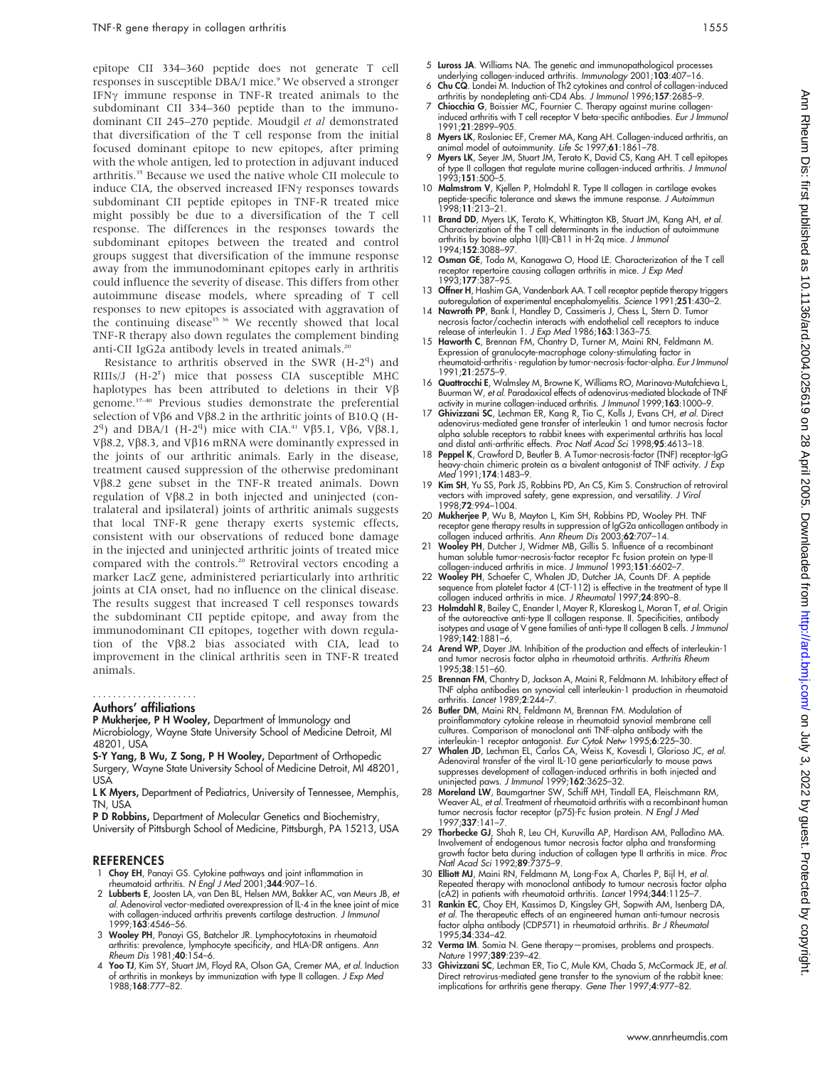epitope CII 334–360 peptide does not generate T cell responses in susceptible DBA/1 mice.[9] We observed a stronger IFNγ immune response in TNF-R treated animals to the subdominant CII 334–360 peptide than to the immunodominant CII 245–270 peptide. Moudgil *et al* demonstrated that diversification of the T cell response from the initial focused dominant epitope to new epitopes, after priming with the whole antigen, led to protection in adjuvant induced arthritis.[35] Because we used the native whole CII molecule to induce CIA, the observed increased IFNγ responses towards subdominant CII peptide epitopes in TNF-R treated mice might possibly be due to a diversification of the T cell response. The differences in the responses towards the subdominant epitopes between the treated and control groups suggest that diversification of the immune response away from the immunodominant epitopes early in arthritis could influence the severity of disease. This differs from other autoimmune disease models, where spreading of T cell responses to new epitopes is associated with aggravation of the continuing disease[35 36] We recently showed that local TNF-R therapy also down regulates the complement binding anti-CII IgG2a antibody levels in treated animals.[20]

Resistance to arthritis observed in the SWR (H-2$^q$) and RIIIs/J (H-2$^r$) mice that possess CIA susceptible MHC haplotypes has been attributed to deletions in their Vβ genome.[37–40] Previous studies demonstrate the preferential selection of Vβ6 and Vβ8.2 in the arthritic joints of B10.Q (H-2$^q$) and DBA/1 (H-2$^q$) mice with CIA.[41] Vβ5.1, Vβ6, Vβ8.1, Vβ8.2, Vβ8.3, and Vβ16 mRNA were dominantly expressed in the joints of our arthritic animals. Early in the disease, treatment caused suppression of the otherwise predominant Vβ8.2 gene subset in the TNF-R treated animals. Down regulation of Vβ8.2 in both injected and uninjected (contralateral and ipsilateral) joints of arthritic animals suggests that local TNF-R gene therapy exerts systemic effects, consistent with our observations of reduced bone damage in the injected and uninjected arthritic joints of treated mice compared with the controls.[20] Retroviral vectors encoding a marker LacZ gene, administered periarticularly into arthritic joints at CIA onset, had no influence on the clinical disease. The results suggest that increased T cell responses towards the subdominant CII peptide epitope, and away from the immunodominant CII epitopes, together with down regulation of the Vβ8.2 bias associated with CIA, lead to improvement in the clinical arthritis seen in TNF-R treated animals.

### Authors' affiliations

**P Mukherjee, P H Wooley,** Department of Immunology and Microbiology, Wayne State University School of Medicine Detroit, MI 48201, USA

**S-Y Yang, B Wu, Z Song, P H Wooley,** Department of Orthopedic Surgery, Wayne State University School of Medicine Detroit, MI 48201, USA

**L K Myers,** Department of Pediatrics, University of Tennessee, Memphis, TN, USA

**P D Robbins,** Department of Molecular Genetics and Biochemistry, University of Pittsburgh School of Medicine, Pittsburgh, PA 15213, USA

## REFERENCES

1. **Choy EH**, Panayi GS. Cytokine pathways and joint inflammation in rheumatoid arthritis. *N Engl J Med* 2001;**344**:907–16.
2. **Lubberts E**, Joosten LA, van Den BL, Helsen MM, Bakker AC, van Meurs JB, *et al*. Adenoviral vector-mediated overexpression of IL-4 in the knee joint of mice with collagen-induced arthritis prevents cartilage destruction. *J Immunol* 1999;**163**:4546–56.
3. **Wooley PH**, Panayi GS, Batchelor JR. Lymphocytotoxins in rheumatoid arthritis: prevalence, lymphocyte specificity, and HLA-DR antigens. *Ann Rheum Dis* 1981;**40**:154–6.
4. **Yoo TJ**, Kim SY, Stuart JM, Floyd RA, Olson GA, Cremer MA, *et al*. Induction of arthritis in monkeys by immunization with type II collagen. *J Exp Med* 1988;**168**:777–82.
5. **Luross JA**. Williams NA. The genetic and immunopathological processes underlying collagen-induced arthritis. *Immunology* 2001;**103**:407–16.
6. **Chu CQ**. Londei M. Induction of Th2 cytokines and control of collagen-induced arthritis by nondepleting anti-CD4 Abs. *J Immunol* 1996;**157**:2685–9.
7. **Chiocchia G**, Boissier MC, Fournier C. Therapy against murine collagen-induced arthritis with T cell receptor V beta-specific antibodies. *Eur J Immunol* 1991;**21**:2899–905.
8. **Myers LK**, Rosloniec EF, Cremer MA, Kang AH. Collagen-induced arthritis, an animal model of autoimmunity. *Life Sc* 1997;**61**:1861–78.
9. **Myers LK**, Seyer JM, Stuart JM, Terato K, David CS, Kang AH. T cell epitopes of type II collagen that regulate murine collagen-induced arthritis. *J Immunol* 1993;**151**:500–5.
10. **Malmstrom V**, Kjellen P, Holmdahl R. Type II collagen in cartilage evokes peptide-specific tolerance and skews the immune response. *J Autoimmun* 1998;**11**:213–21.
11. **Brand DD**, Myers LK, Terato K, Whittington KB, Stuart JM, Kang AH, *et al*. Characterization of the T cell determinants in the induction of autoimmune arthritis by bovine alpha 1(II)-CB11 in H-2q mice. *J Immunol* 1994;**152**:3088–97.
12. **Osman GE**, Toda M, Kanagawa O, Hood LE. Characterization of the T cell receptor repertoire causing collagen arthritis in mice. *J Exp Med* 1993;**177**:387–95.
13. **Offner H**, Hashim GA, Vandenbark AA. T cell receptor peptide therapy triggers autoregulation of experimental encephalomyelitis. *Science* 1991;**251**:430–2.
14. **Nawroth PP**, Bank I, Handley D, Cassimeris J, Chess L, Stern D. Tumor necrosis factor/cachectin interacts with endothelial cell receptors to induce release of interleukin 1. *J Exp Med* 1986;**163**:1363–75.
15. **Haworth C**, Brennan FM, Chantry D, Turner M, Maini RN, Feldmann M. Expression of granulocyte-macrophage colony-stimulating factor in rheumatoid-arthritis - regulation by tumor-necrosis-factor-alpha. *Eur J Immunol* 1991;**21**:2575–9.
16. **Quattrocchi E**, Walmsley M, Browne K, Williams RO, Marinova-Mutafchieva L, Buurman W, *et al*. Paradoxical effects of adenovirus-mediated blockade of TNF activity in murine collagen-induced arthritis. *J Immunol* 1999;**163**:1000–9.
17. **Ghivizzani SC**, Lechman ER, Kang R, Tio C, Kolls J, Evans CH, *et al*. Direct adenovirus-mediated gene transfer of interleukin 1 and tumor necrosis factor alpha soluble receptors to rabbit knees with experimental arthritis has local and distal anti-arthritic effects. *Proc Natl Acad Sci* 1998;**95**:4613–18.
18. **Peppel K**, Crawford D, Beutler B. A Tumor-necrosis-factor (TNF) receptor-IgG heavy-chain chimeric protein as a bivalent antagonist of TNF activity. *J Exp Med* 1991;**174**:1483–9.
19. **Kim SH**, Yu SS, Park JS, Robbins PD, An CS, Kim S. Construction of retroviral vectors with improved safety, gene expression, and versatility. *J Virol* 1998;**72**:994–1004.
20. **Mukherjee P**, Wu B, Mayton L, Kim SH, Robbins PD, Wooley PH. TNF receptor gene therapy results in suppression of IgG2a anticollagen antibody in collagen induced arthritis. *Ann Rheum Dis* 2003;**62**:707–14.
21. **Wooley PH**, Dutcher J, Widmer MB, Gillis S. Influence of a recombinant human soluble tumor-necrosis-factor receptor Fc fusion protein on type-II collagen-induced arthritis in mice. *J Immunol* 1993;**151**:6602–7.
22. **Wooley PH**, Schaefer C, Whalen JD, Dutcher JA, Counts DF. A peptide sequence from platelet factor 4 (CT-112) is effective in the treatment of type II collagen induced arthritis in mice. *J Rheumatol* 1997;**24**:890–8.
23. **Holmdahl R**, Bailey C, Enander I, Mayer R, Klareskog L, Moran T, *et al*. Origin of the autoreactive anti-type II collagen response. II. Specificities, antibody isotypes and usage of V gene families of anti-type II collagen B cells. *J Immunol* 1989;**142**:1881–6.
24. **Arend WP**, Dayer JM. Inhibition of the production and effects of interleukin-1 and tumor necrosis factor alpha in rheumatoid arthritis. *Arthritis Rheum* 1995;**38**:151–60.
25. **Brennan FM**, Chantry D, Jackson A, Maini R, Feldmann M. Inhibitory effect of TNF alpha antibodies on synovial cell interleukin-1 production in rheumatoid arthritis. *Lancet* 1989;**2**:244–7.
26. **Butler DM**, Maini RN, Feldmann M, Brennan FM. Modulation of proinflammatory cytokine release in rheumatoid synovial membrane cell cultures. Comparison of monoclonal anti TNF-alpha antibody with the interleukin-1 receptor antagonist. *Eur Cytok Netw* 1995;**6**:225–30.
27. **Whalen JD**, Lechman EL, Carlos CA, Weiss K, Kovesdi I, Glorioso JC, *et al*. Adenoviral transfer of the viral IL-10 gene periarticularly to mouse paws suppresses development of collagen-induced arthritis in both injected and uninjected paws. *J Immunol* 1999;**162**:3625–32.
28. **Moreland LW**, Baumgartner SW, Schiff MH, Tindall EA, Fleischmann RM, Weaver AL, *et al*. Treatment of rheumatoid arthritis with a recombinant human tumor necrosis factor receptor (p75)-Fc fusion protein. *N Engl J Med* 1997;**337**:141–7.
29. **Thorbecke GJ**, Shah R, Leu CH, Kuruvilla AP, Hardison AM, Palladino MA. Involvement of endogenous tumor necrosis factor alpha and transforming growth factor beta during induction of collagen type II arthritis in mice. *Proc Natl Acad Sci* 1992;**89**:7375–9.
30. **Elliott MJ**, Maini RN, Feldmann M, Long-Fox A, Charles P, Bijl H, *et al*. Repeated therapy with monoclonal antibody to tumour necrosis factor alpha (cA2) in patients with rheumatoid arthritis. *Lancet* 1994;**344**:1125–7.
31. **Rankin EC**, Choy EH, Kassimos D, Kingsley GH, Sopwith AM, Isenberg DA, *et al*. The therapeutic effects of an engineered human anti-tumour necrosis factor alpha antibody (CDP571) in rheumatoid arthritis. *Br J Rheumatol* 1995;**34**:334–42.
32. **Verma IM**. Somia N. Gene therapy—promises, problems and prospects. *Nature* 1997;**389**:239–42.
33. **Ghivizzani SC**, Lechman ER, Tio C, Mule KM, Chada S, McCormack JE, *et al*. Direct retrovirus-mediated gene transfer to the synovium of the rabbit knee: implications for arthritis gene therapy. *Gene Ther* 1997;**4**:977–82.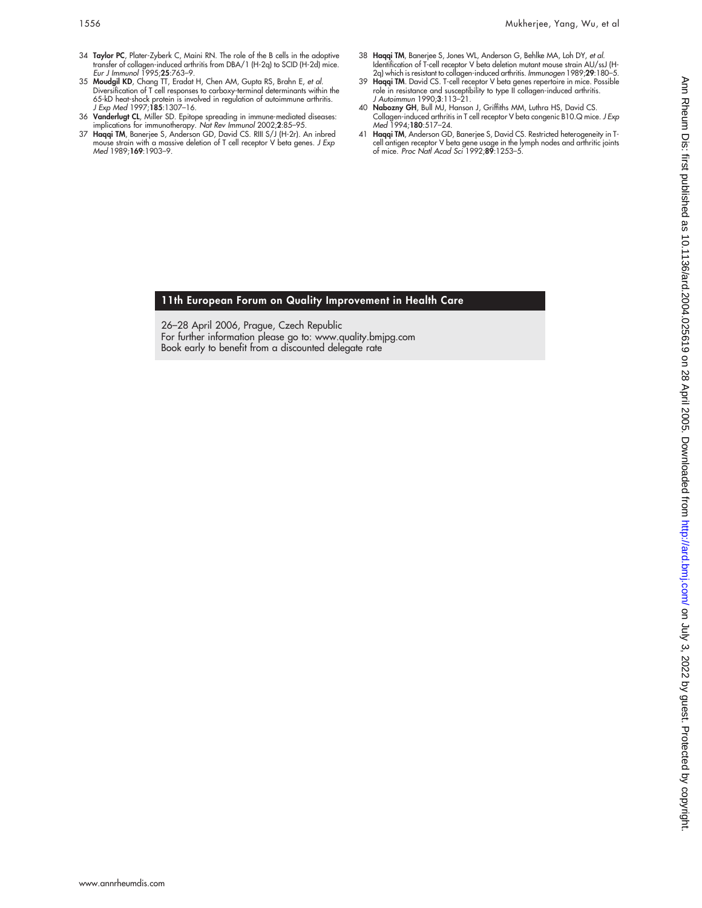34 **Taylor PC**, Plater-Zyberk C, Maini RN. The role of the B cells in the adoptive transfer of collagen-induced arthritis from DBA/1 (H-2q) to SCID (H-2d) mice. *Eur J Immunol* 1995;**25**:763–9.

35 **Moudgil KD**, Chang TT, Eradat H, Chen AM, Gupta RS, Brahn E, *et al*. Diversification of T cell responses to carboxy-terminal determinants within the 65-kD heat-shock protein is involved in regulation of autoimmune arthritis. *J Exp Med* 1997;**185**:1307–16.

36 **Vanderlugt CL**, Miller SD. Epitope spreading in immune-mediated diseases: implications for immunotherapy. *Nat Rev Immunol* 2002;**2**:85–95.

37 **Haqqi TM**, Banerjee S, Anderson GD, David CS. RIII S/J (H-2r). An inbred mouse strain with a massive deletion of T cell receptor V beta genes. *J Exp Med* 1989;**169**:1903–9.

38 **Haqqi TM**, Banerjee S, Jones WL, Anderson G, Behlke MA, Loh DY, *et al*. Identification of T-cell receptor V beta deletion mutant mouse strain AU/ssJ (H-2q) which is resistant to collagen-induced arthritis. *Immunogen* 1989;**29**:180–5.

39 **Haqqi TM**. David CS. T-cell receptor V beta genes repertoire in mice. Possible role in resistance and susceptibility to type II collagen-induced arthritis. *J Autoimmun* 1990;**3**:113–21.

40 **Nabozny GH**, Bull MJ, Hanson J, Griffiths MM, Luthra HS, David CS. Collagen-induced arthritis in T cell receptor V beta congenic B10.Q mice. *J Exp Med* 1994;**180**:517–24.

41 **Haqqi TM**, Anderson GD, Banerjee S, David CS. Restricted heterogeneity in T-cell antigen receptor V beta gene usage in the lymph nodes and arthritic joints of mice. *Proc Natl Acad Sci* 1992;**89**:1253–5.

## 11th European Forum on Quality Improvement in Health Care

26–28 April 2006, Prague, Czech Republic
For further information please go to: www.quality.bmjpg.com
Book early to benefit from a discounted delegate rate